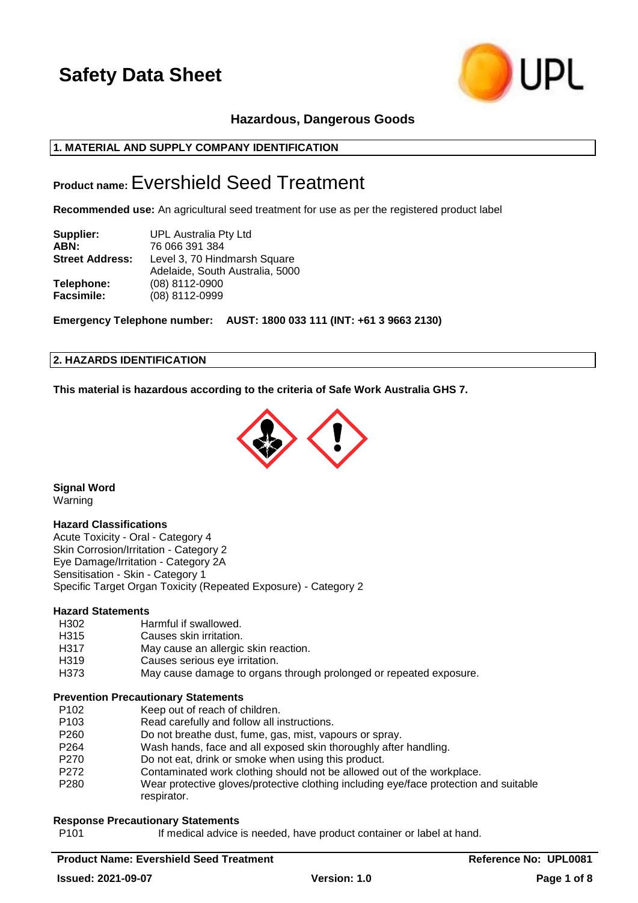# Safety Data Sheet

**Hazardous, Dangerous Goods**

## 1. MATERIAL AND SUPPLY COMPANY IDENTIFICATION

**Product name:** Evershield Seed Treatment

**Recommended use:** An agricultural seed treatment for use as per the registered product label

| | |
|---|---|
| **Supplier:** | UPL Australia Pty Ltd |
| **ABN:** | 76 066 391 384 |
| **Street Address:** | Level 3, 70 Hindmarsh Square<br>Adelaide, South Australia, 5000 |
| **Telephone:** | (08) 8112-0900 |
| **Facsimile:** | (08) 8112-0999 |

**Emergency Telephone number: AUST: 1800 033 111 (INT: +61 3 9663 2130)**

## 2. HAZARDS IDENTIFICATION

**This material is hazardous according to the criteria of Safe Work Australia GHS 7.**

**Signal Word**

Warning

**Hazard Classifications**

Acute Toxicity - Oral - Category 4
Skin Corrosion/Irritation - Category 2
Eye Damage/Irritation - Category 2A
Sensitisation - Skin - Category 1
Specific Target Organ Toxicity (Repeated Exposure) - Category 2

**Hazard Statements**

| | |
|---|---|
| H302 | Harmful if swallowed. |
| H315 | Causes skin irritation. |
| H317 | May cause an allergic skin reaction. |
| H319 | Causes serious eye irritation. |
| H373 | May cause damage to organs through prolonged or repeated exposure. |

**Prevention Precautionary Statements**

| | |
|---|---|
| P102 | Keep out of reach of children. |
| P103 | Read carefully and follow all instructions. |
| P260 | Do not breathe dust, fume, gas, mist, vapours or spray. |
| P264 | Wash hands, face and all exposed skin thoroughly after handling. |
| P270 | Do not eat, drink or smoke when using this product. |
| P272 | Contaminated work clothing should not be allowed out of the workplace. |
| P280 | Wear protective gloves/protective clothing including eye/face protection and suitable respirator. |

**Response Precautionary Statements**

| | |
|---|---|
| P101 | If medical advice is needed, have product container or label at hand. |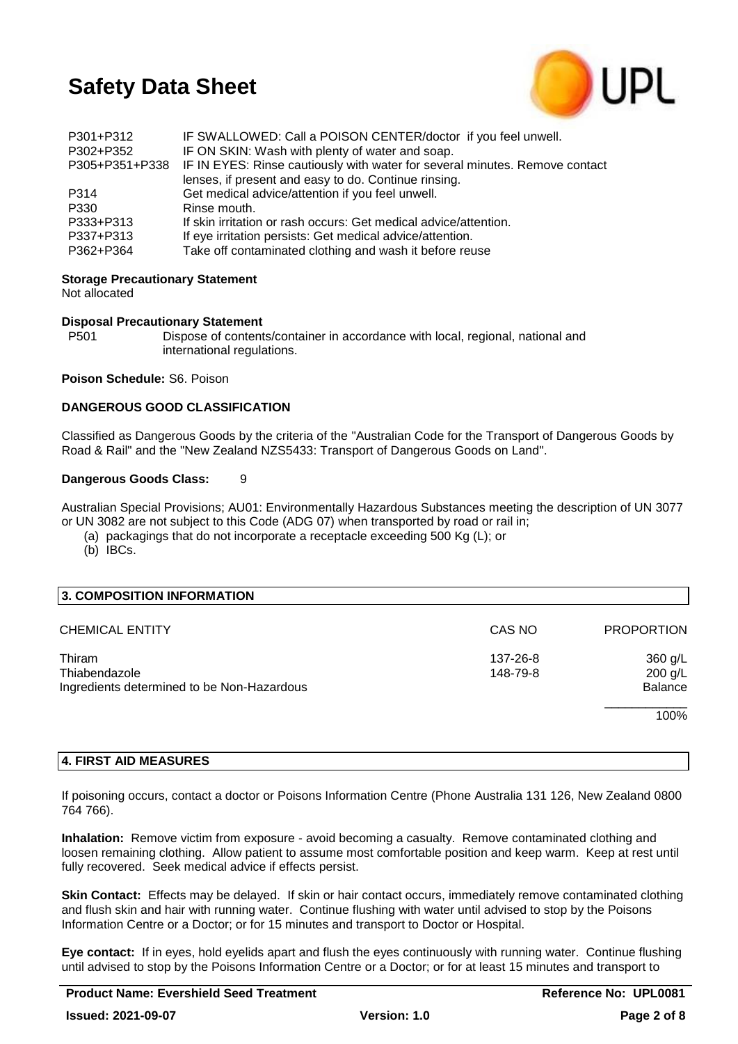| | |
|---|---|
| P301+P312 | IF SWALLOWED: Call a POISON CENTER/doctor if you feel unwell. |
| P302+P352 | IF ON SKIN: Wash with plenty of water and soap. |
| P305+P351+P338 | IF IN EYES: Rinse cautiously with water for several minutes. Remove contact lenses, if present and easy to do. Continue rinsing. |
| P314 | Get medical advice/attention if you feel unwell. |
| P330 | Rinse mouth. |
| P333+P313 | If skin irritation or rash occurs: Get medical advice/attention. |
| P337+P313 | If eye irritation persists: Get medical advice/attention. |
| P362+P364 | Take off contaminated clothing and wash it before reuse |

**Storage Precautionary Statement**

Not allocated

**Disposal Precautionary Statement**

P501 Dispose of contents/container in accordance with local, regional, national and international regulations.

**Poison Schedule:** S6. Poison

**DANGEROUS GOOD CLASSIFICATION**

Classified as Dangerous Goods by the criteria of the "Australian Code for the Transport of Dangerous Goods by Road & Rail" and the "New Zealand NZS5433: Transport of Dangerous Goods on Land".

**Dangerous Goods Class:** 9

Australian Special Provisions; AU01: Environmentally Hazardous Substances meeting the description of UN 3077 or UN 3082 are not subject to this Code (ADG 07) when transported by road or rail in;

(a) packagings that do not incorporate a receptacle exceeding 500 Kg (L); or
(b) IBCs.

## 3. COMPOSITION INFORMATION

| CHEMICAL ENTITY | CAS NO | PROPORTION |
|---|---|---|
| Thiram | 137-26-8 | 360 g/L |
| Thiabendazole | 148-79-8 | 200 g/L |
| Ingredients determined to be Non-Hazardous | | Balance |
| | | 100% |

## 4. FIRST AID MEASURES

If poisoning occurs, contact a doctor or Poisons Information Centre (Phone Australia 131 126, New Zealand 0800 764 766).

**Inhalation:** Remove victim from exposure - avoid becoming a casualty. Remove contaminated clothing and loosen remaining clothing. Allow patient to assume most comfortable position and keep warm. Keep at rest until fully recovered. Seek medical advice if effects persist.

**Skin Contact:** Effects may be delayed. If skin or hair contact occurs, immediately remove contaminated clothing and flush skin and hair with running water. Continue flushing with water until advised to stop by the Poisons Information Centre or a Doctor; or for 15 minutes and transport to Doctor or Hospital.

**Eye contact:** If in eyes, hold eyelids apart and flush the eyes continuously with running water. Continue flushing until advised to stop by the Poisons Information Centre or a Doctor; or for at least 15 minutes and transport to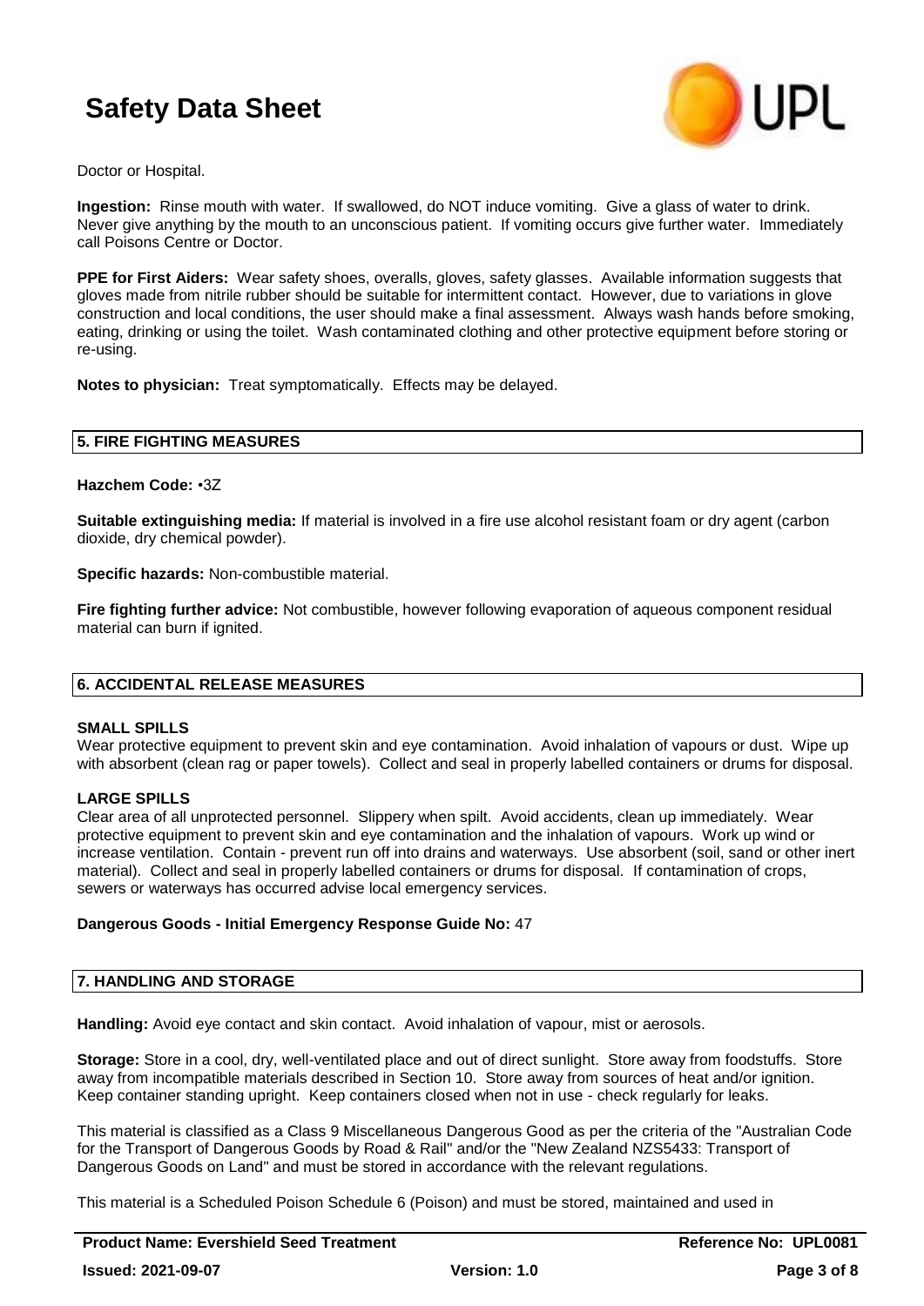Doctor or Hospital.

**Ingestion:** Rinse mouth with water. If swallowed, do NOT induce vomiting. Give a glass of water to drink. Never give anything by the mouth to an unconscious patient. If vomiting occurs give further water. Immediately call Poisons Centre or Doctor.

**PPE for First Aiders:** Wear safety shoes, overalls, gloves, safety glasses. Available information suggests that gloves made from nitrile rubber should be suitable for intermittent contact. However, due to variations in glove construction and local conditions, the user should make a final assessment. Always wash hands before smoking, eating, drinking or using the toilet. Wash contaminated clothing and other protective equipment before storing or re-using.

**Notes to physician:** Treat symptomatically. Effects may be delayed.

## 5. FIRE FIGHTING MEASURES

**Hazchem Code:** •3Z

**Suitable extinguishing media:** If material is involved in a fire use alcohol resistant foam or dry agent (carbon dioxide, dry chemical powder).

**Specific hazards:** Non-combustible material.

**Fire fighting further advice:** Not combustible, however following evaporation of aqueous component residual material can burn if ignited.

## 6. ACCIDENTAL RELEASE MEASURES

**SMALL SPILLS**

Wear protective equipment to prevent skin and eye contamination. Avoid inhalation of vapours or dust. Wipe up with absorbent (clean rag or paper towels). Collect and seal in properly labelled containers or drums for disposal.

**LARGE SPILLS**

Clear area of all unprotected personnel. Slippery when spilt. Avoid accidents, clean up immediately. Wear protective equipment to prevent skin and eye contamination and the inhalation of vapours. Work up wind or increase ventilation. Contain - prevent run off into drains and waterways. Use absorbent (soil, sand or other inert material). Collect and seal in properly labelled containers or drums for disposal. If contamination of crops, sewers or waterways has occurred advise local emergency services.

**Dangerous Goods - Initial Emergency Response Guide No:** 47

## 7. HANDLING AND STORAGE

**Handling:** Avoid eye contact and skin contact. Avoid inhalation of vapour, mist or aerosols.

**Storage:** Store in a cool, dry, well-ventilated place and out of direct sunlight. Store away from foodstuffs. Store away from incompatible materials described in Section 10. Store away from sources of heat and/or ignition. Keep container standing upright. Keep containers closed when not in use - check regularly for leaks.

This material is classified as a Class 9 Miscellaneous Dangerous Good as per the criteria of the "Australian Code for the Transport of Dangerous Goods by Road & Rail" and/or the "New Zealand NZS5433: Transport of Dangerous Goods on Land" and must be stored in accordance with the relevant regulations.

This material is a Scheduled Poison Schedule 6 (Poison) and must be stored, maintained and used in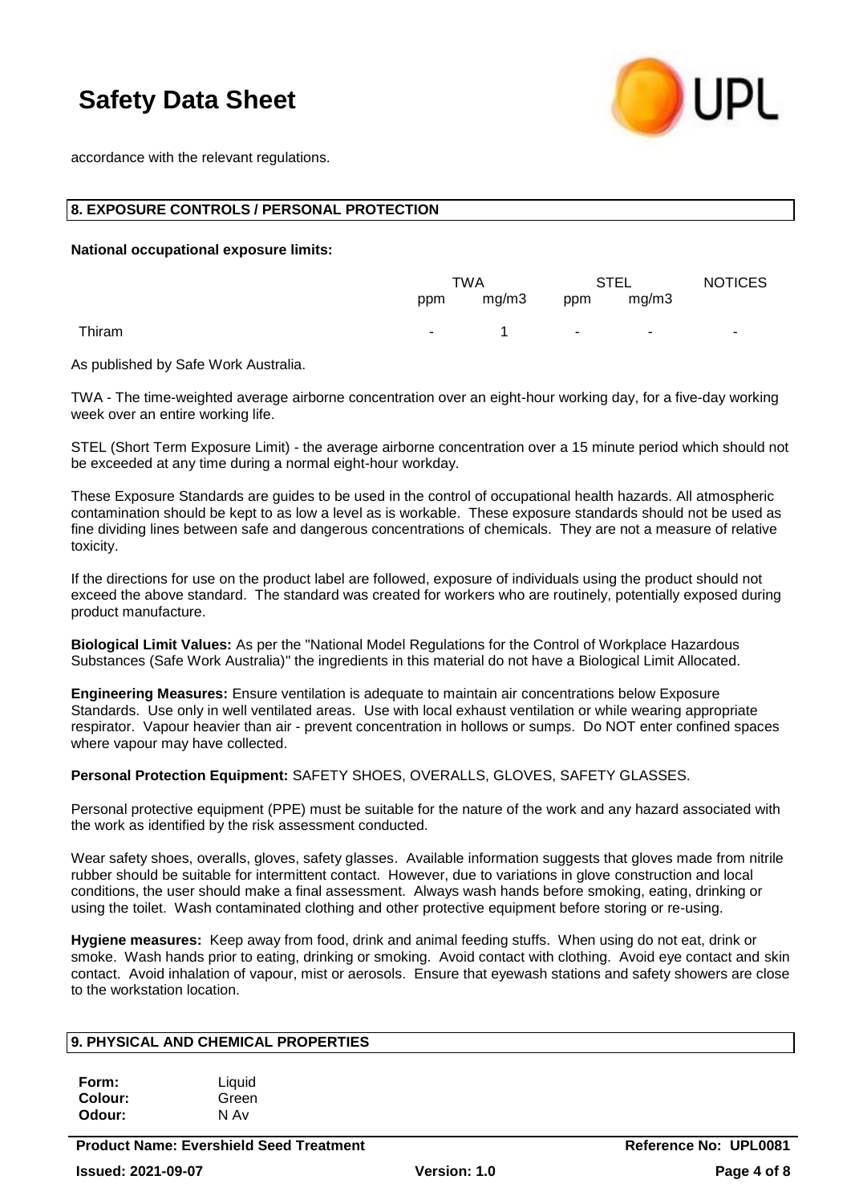accordance with the relevant regulations.

## 8. EXPOSURE CONTROLS / PERSONAL PROTECTION

**National occupational exposure limits:**

| | TWA | | STEL | | NOTICES |
|---|---|---|---|---|---|
| | ppm | mg/m3 | ppm | mg/m3 | |
| Thiram | - | 1 | - | - | - |

As published by Safe Work Australia.

TWA - The time-weighted average airborne concentration over an eight-hour working day, for a five-day working week over an entire working life.

STEL (Short Term Exposure Limit) - the average airborne concentration over a 15 minute period which should not be exceeded at any time during a normal eight-hour workday.

These Exposure Standards are guides to be used in the control of occupational health hazards. All atmospheric contamination should be kept to as low a level as is workable. These exposure standards should not be used as fine dividing lines between safe and dangerous concentrations of chemicals. They are not a measure of relative toxicity.

If the directions for use on the product label are followed, exposure of individuals using the product should not exceed the above standard. The standard was created for workers who are routinely, potentially exposed during product manufacture.

**Biological Limit Values:** As per the "National Model Regulations for the Control of Workplace Hazardous Substances (Safe Work Australia)" the ingredients in this material do not have a Biological Limit Allocated.

**Engineering Measures:** Ensure ventilation is adequate to maintain air concentrations below Exposure Standards. Use only in well ventilated areas. Use with local exhaust ventilation or while wearing appropriate respirator. Vapour heavier than air - prevent concentration in hollows or sumps. Do NOT enter confined spaces where vapour may have collected.

**Personal Protection Equipment:** SAFETY SHOES, OVERALLS, GLOVES, SAFETY GLASSES.

Personal protective equipment (PPE) must be suitable for the nature of the work and any hazard associated with the work as identified by the risk assessment conducted.

Wear safety shoes, overalls, gloves, safety glasses. Available information suggests that gloves made from nitrile rubber should be suitable for intermittent contact. However, due to variations in glove construction and local conditions, the user should make a final assessment. Always wash hands before smoking, eating, drinking or using the toilet. Wash contaminated clothing and other protective equipment before storing or re-using.

**Hygiene measures:** Keep away from food, drink and animal feeding stuffs. When using do not eat, drink or smoke. Wash hands prior to eating, drinking or smoking. Avoid contact with clothing. Avoid eye contact and skin contact. Avoid inhalation of vapour, mist or aerosols. Ensure that eyewash stations and safety showers are close to the workstation location.

## 9. PHYSICAL AND CHEMICAL PROPERTIES

**Form:** Liquid
**Colour:** Green
**Odour:** N Av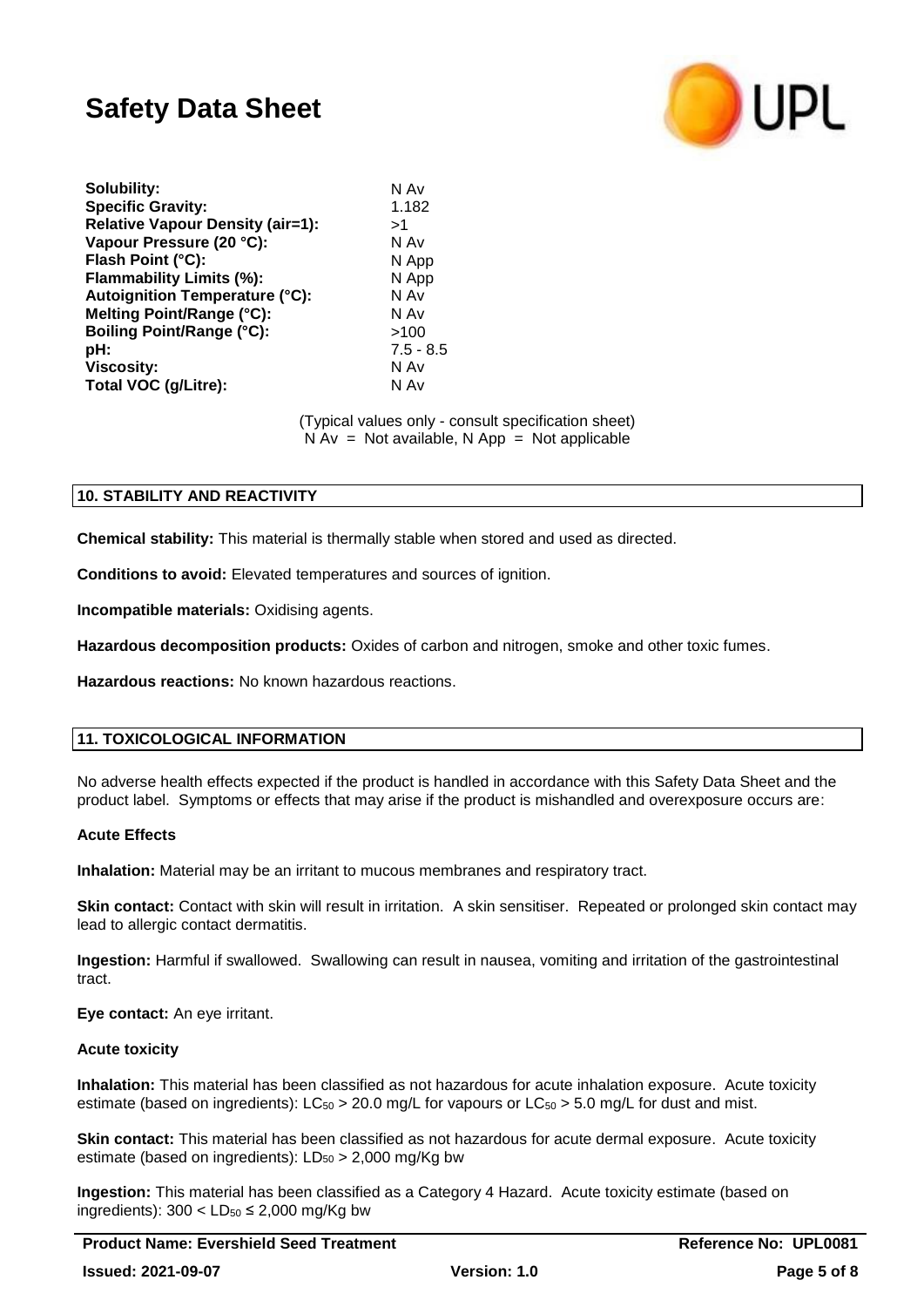| Property | Value |
| --- | --- |
| **Solubility:** | N Av |
| **Specific Gravity:** | 1.182 |
| **Relative Vapour Density (air=1):** | >1 |
| **Vapour Pressure (20 °C):** | N Av |
| **Flash Point (°C):** | N App |
| **Flammability Limits (%):** | N App |
| **Autoignition Temperature (°C):** | N Av |
| **Melting Point/Range (°C):** | N Av |
| **Boiling Point/Range (°C):** | >100 |
| **pH:** | 7.5 - 8.5 |
| **Viscosity:** | N Av |
| **Total VOC (g/Litre):** | N Av |

(Typical values only - consult specification sheet)
N Av = Not available, N App = Not applicable

## 10. STABILITY AND REACTIVITY

**Chemical stability:** This material is thermally stable when stored and used as directed.

**Conditions to avoid:** Elevated temperatures and sources of ignition.

**Incompatible materials:** Oxidising agents.

**Hazardous decomposition products:** Oxides of carbon and nitrogen, smoke and other toxic fumes.

**Hazardous reactions:** No known hazardous reactions.

## 11. TOXICOLOGICAL INFORMATION

No adverse health effects expected if the product is handled in accordance with this Safety Data Sheet and the product label. Symptoms or effects that may arise if the product is mishandled and overexposure occurs are:

### Acute Effects

**Inhalation:** Material may be an irritant to mucous membranes and respiratory tract.

**Skin contact:** Contact with skin will result in irritation. A skin sensitiser. Repeated or prolonged skin contact may lead to allergic contact dermatitis.

**Ingestion:** Harmful if swallowed. Swallowing can result in nausea, vomiting and irritation of the gastrointestinal tract.

**Eye contact:** An eye irritant.

### Acute toxicity

**Inhalation:** This material has been classified as not hazardous for acute inhalation exposure. Acute toxicity estimate (based on ingredients): $LC_{50}$ > 20.0 mg/L for vapours or $LC_{50}$ > 5.0 mg/L for dust and mist.

**Skin contact:** This material has been classified as not hazardous for acute dermal exposure. Acute toxicity estimate (based on ingredients): $LD_{50}$ > 2,000 mg/Kg bw

**Ingestion:** This material has been classified as a Category 4 Hazard. Acute toxicity estimate (based on ingredients): $300 < LD_{50} \leq 2{,}000$ mg/Kg bw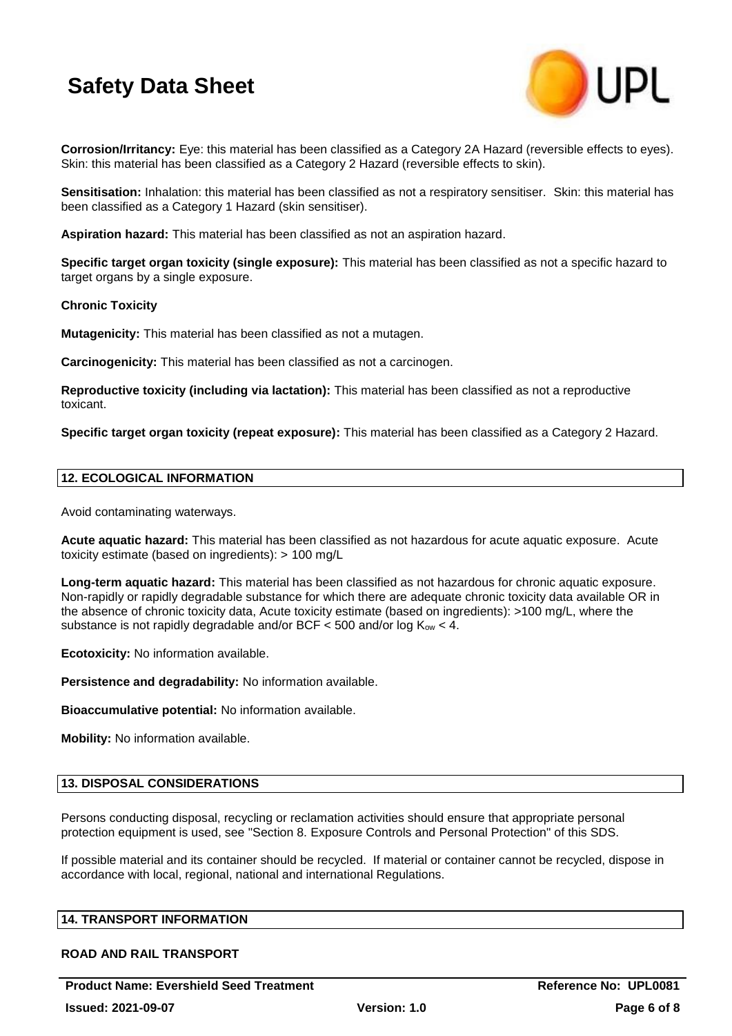**Corrosion/Irritancy:** Eye: this material has been classified as a Category 2A Hazard (reversible effects to eyes). Skin: this material has been classified as a Category 2 Hazard (reversible effects to skin).

**Sensitisation:** Inhalation: this material has been classified as not a respiratory sensitiser. Skin: this material has been classified as a Category 1 Hazard (skin sensitiser).

**Aspiration hazard:** This material has been classified as not an aspiration hazard.

**Specific target organ toxicity (single exposure):** This material has been classified as not a specific hazard to target organs by a single exposure.

**Chronic Toxicity**

**Mutagenicity:** This material has been classified as not a mutagen.

**Carcinogenicity:** This material has been classified as not a carcinogen.

**Reproductive toxicity (including via lactation):** This material has been classified as not a reproductive toxicant.

**Specific target organ toxicity (repeat exposure):** This material has been classified as a Category 2 Hazard.

## 12. ECOLOGICAL INFORMATION

Avoid contaminating waterways.

**Acute aquatic hazard:** This material has been classified as not hazardous for acute aquatic exposure. Acute toxicity estimate (based on ingredients): > 100 mg/L

**Long-term aquatic hazard:** This material has been classified as not hazardous for chronic aquatic exposure. Non-rapidly or rapidly degradable substance for which there are adequate chronic toxicity data available OR in the absence of chronic toxicity data, Acute toxicity estimate (based on ingredients): >100 mg/L, where the substance is not rapidly degradable and/or BCF < 500 and/or log $K_{ow}$ < 4.

**Ecotoxicity:** No information available.

**Persistence and degradability:** No information available.

**Bioaccumulative potential:** No information available.

**Mobility:** No information available.

## 13. DISPOSAL CONSIDERATIONS

Persons conducting disposal, recycling or reclamation activities should ensure that appropriate personal protection equipment is used, see "Section 8. Exposure Controls and Personal Protection" of this SDS.

If possible material and its container should be recycled. If material or container cannot be recycled, dispose in accordance with local, regional, national and international Regulations.

## 14. TRANSPORT INFORMATION

**ROAD AND RAIL TRANSPORT**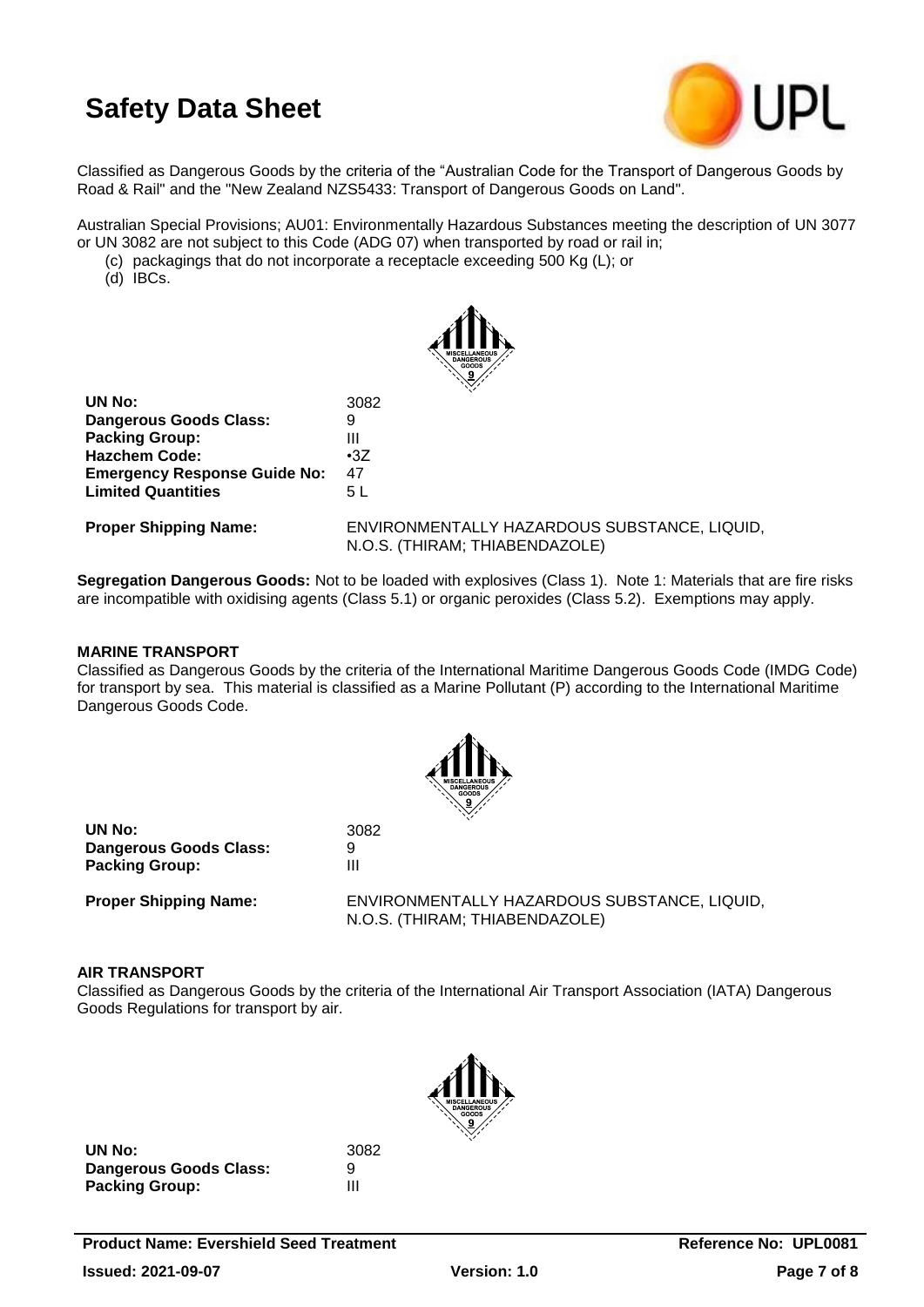# Safety Data Sheet

Classified as Dangerous Goods by the criteria of the "Australian Code for the Transport of Dangerous Goods by Road & Rail" and the "New Zealand NZS5433: Transport of Dangerous Goods on Land".

Australian Special Provisions; AU01: Environmentally Hazardous Substances meeting the description of UN 3077 or UN 3082 are not subject to this Code (ADG 07) when transported by road or rail in;

(c) packagings that do not incorporate a receptacle exceeding 500 Kg (L); or
(d) IBCs.

**UN No:** 3082
**Dangerous Goods Class:** 9
**Packing Group:** III
**Hazchem Code:** •3Z
**Emergency Response Guide No:** 47
**Limited Quantities** 5 L

**Proper Shipping Name:** ENVIRONMENTALLY HAZARDOUS SUBSTANCE, LIQUID, N.O.S. (THIRAM; THIABENDAZOLE)

**Segregation Dangerous Goods:** Not to be loaded with explosives (Class 1). Note 1: Materials that are fire risks are incompatible with oxidising agents (Class 5.1) or organic peroxides (Class 5.2). Exemptions may apply.

**MARINE TRANSPORT**

Classified as Dangerous Goods by the criteria of the International Maritime Dangerous Goods Code (IMDG Code) for transport by sea. This material is classified as a Marine Pollutant (P) according to the International Maritime Dangerous Goods Code.

**UN No:** 3082
**Dangerous Goods Class:** 9
**Packing Group:** III

**Proper Shipping Name:** ENVIRONMENTALLY HAZARDOUS SUBSTANCE, LIQUID, N.O.S. (THIRAM; THIABENDAZOLE)

**AIR TRANSPORT**

Classified as Dangerous Goods by the criteria of the International Air Transport Association (IATA) Dangerous Goods Regulations for transport by air.

**UN No:** 3082
**Dangerous Goods Class:** 9
**Packing Group:** III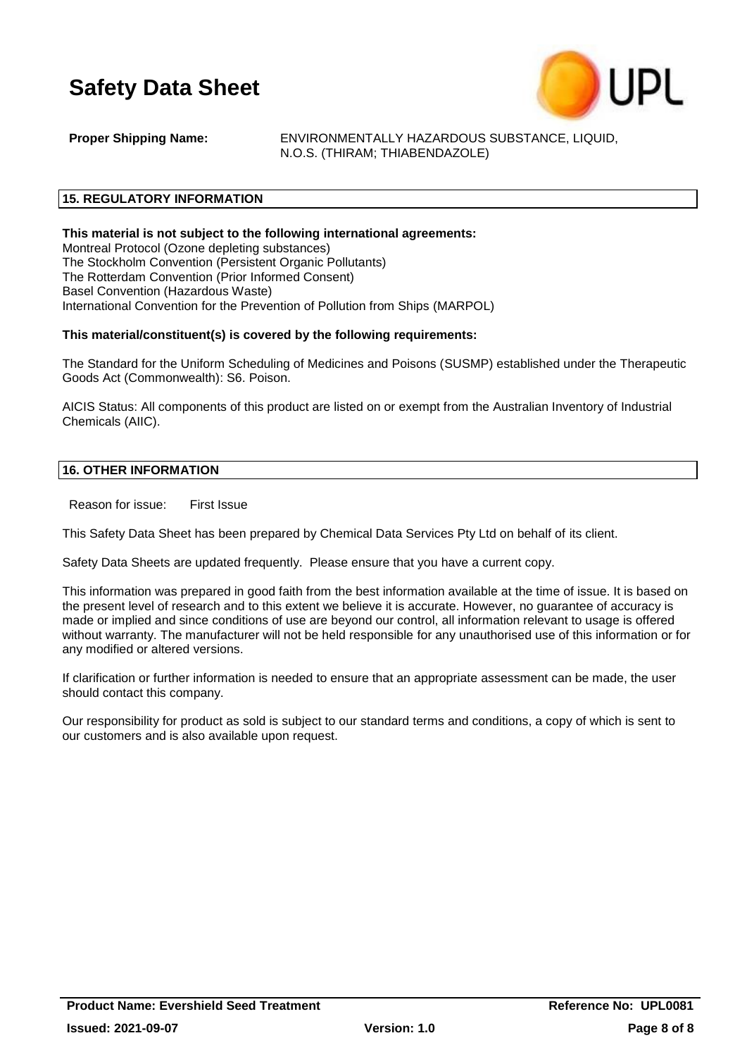**Proper Shipping Name:** ENVIRONMENTALLY HAZARDOUS SUBSTANCE, LIQUID, N.O.S. (THIRAM; THIABENDAZOLE)

## 15. REGULATORY INFORMATION

**This material is not subject to the following international agreements:**

Montreal Protocol (Ozone depleting substances)
The Stockholm Convention (Persistent Organic Pollutants)
The Rotterdam Convention (Prior Informed Consent)
Basel Convention (Hazardous Waste)
International Convention for the Prevention of Pollution from Ships (MARPOL)

**This material/constituent(s) is covered by the following requirements:**

The Standard for the Uniform Scheduling of Medicines and Poisons (SUSMP) established under the Therapeutic Goods Act (Commonwealth): S6. Poison.

AICIS Status: All components of this product are listed on or exempt from the Australian Inventory of Industrial Chemicals (AIIC).

## 16. OTHER INFORMATION

Reason for issue: First Issue

This Safety Data Sheet has been prepared by Chemical Data Services Pty Ltd on behalf of its client.

Safety Data Sheets are updated frequently. Please ensure that you have a current copy.

This information was prepared in good faith from the best information available at the time of issue. It is based on the present level of research and to this extent we believe it is accurate. However, no guarantee of accuracy is made or implied and since conditions of use are beyond our control, all information relevant to usage is offered without warranty. The manufacturer will not be held responsible for any unauthorised use of this information or for any modified or altered versions.

If clarification or further information is needed to ensure that an appropriate assessment can be made, the user should contact this company.

Our responsibility for product as sold is subject to our standard terms and conditions, a copy of which is sent to our customers and is also available upon request.